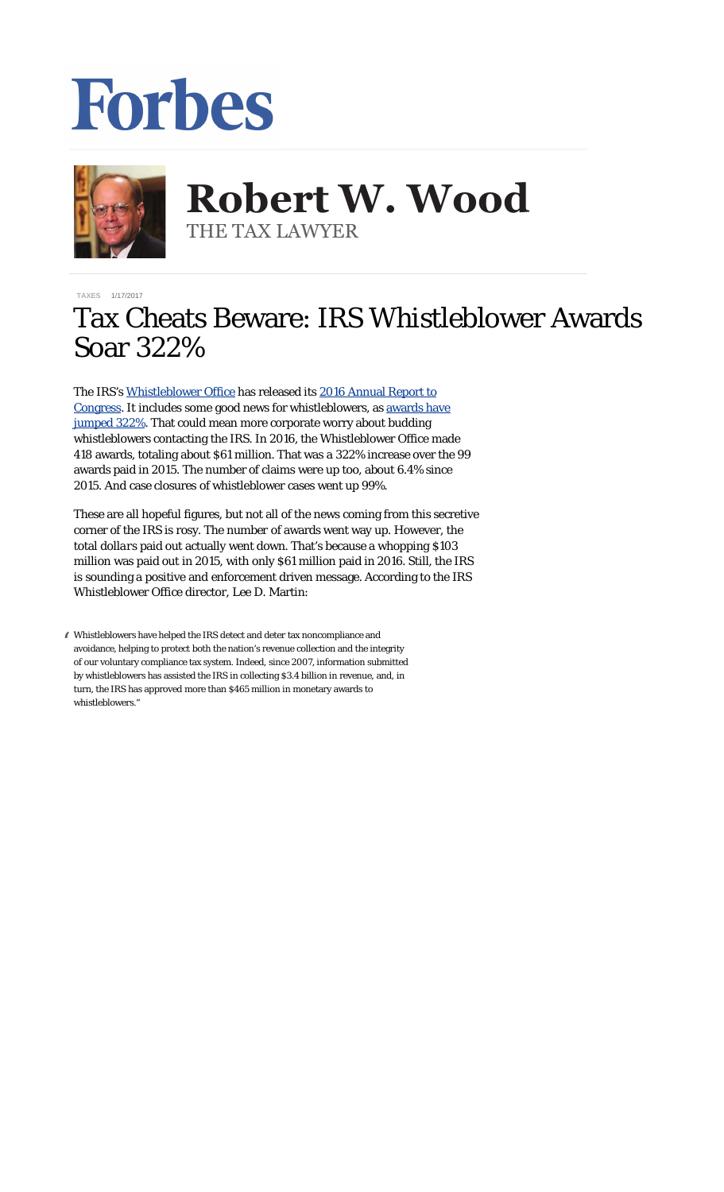Forbes

# Robert W. Wood

THE TAX LAWYER

TAXES 1/17/2017

# Tax Cheats Beware: IRS Whistleblower Awards Soar 322%

The IRS's Whistleblower Office has released its 2016 Annual Report to Congress. It includes some good news for whistleblowers, as awards have jumped 322%. That could mean more corporate worry about budding whistleblowers contacting the IRS. In 2016, the Whistleblower Office made 418 awards, totaling about $61 million. That was a 322% increase over the 99 awards paid in 2015. The number of claims were up too, about 6.4% since 2015. And case closures of whistleblower cases went up 99%.

These are all hopeful figures, but not all of the news coming from this secretive corner of the IRS is rosy. The number of awards went way up. However, the total *dollars* paid out actually went down. That's because a whopping $103 million was paid out in 2015, with only $61 million paid in 2016. Still, the IRS is sounding a positive and enforcement driven message. According to the IRS Whistleblower Office director, Lee D. Martin:

> Whistleblowers have helped the IRS detect and deter tax noncompliance and avoidance, helping to protect both the nation's revenue collection and the integrity of our voluntary compliance tax system. Indeed, since 2007, information submitted by whistleblowers has assisted the IRS in collecting $3.4 billion in revenue, and, in turn, the IRS has approved more than $465 million in monetary awards to whistleblowers."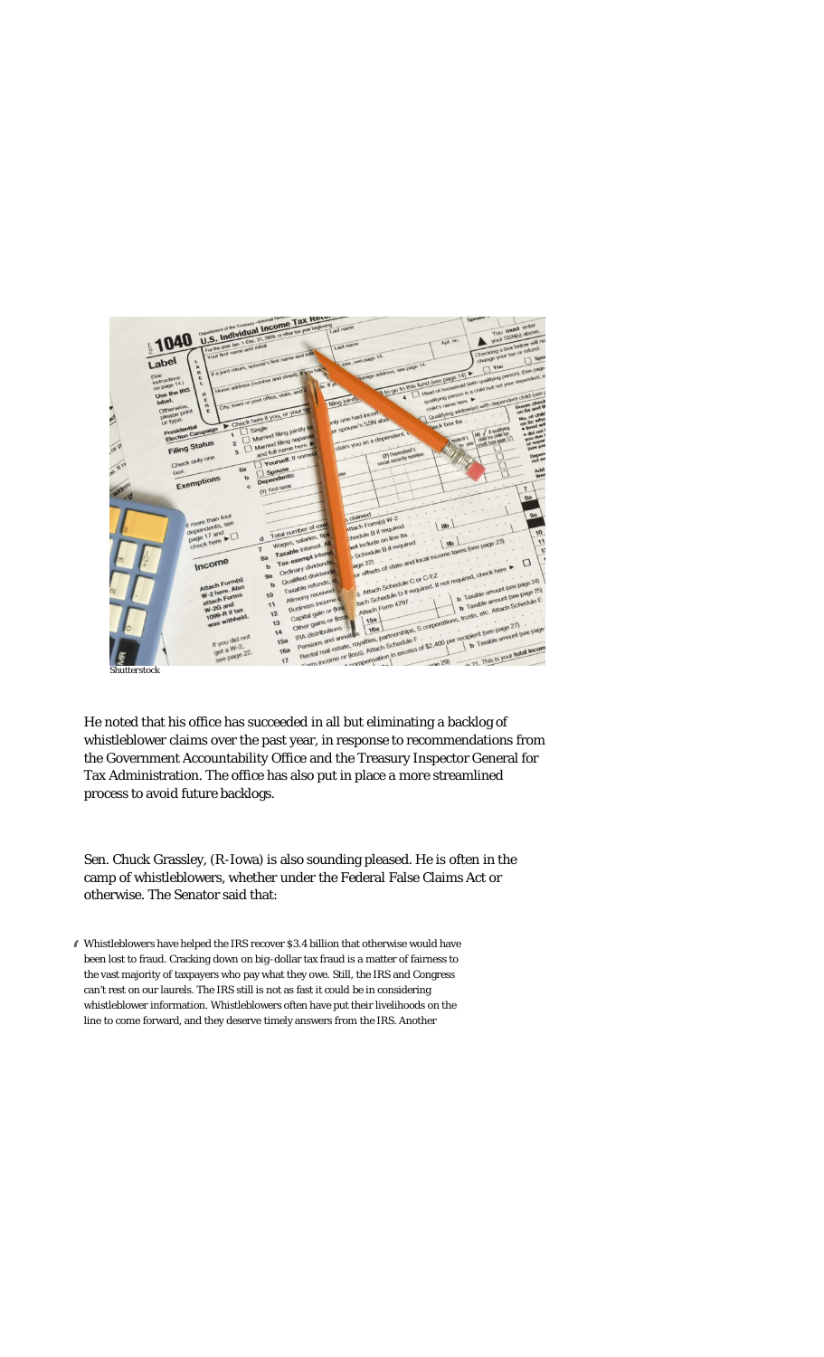Shutterstock

He noted that his office has succeeded in all but eliminating a backlog of whistleblower claims over the past year, in response to recommendations from the Government Accountability Office and the Treasury Inspector General for Tax Administration. The office has also put in place a more streamlined process to avoid future backlogs.

Sen. Chuck Grassley, (R-Iowa) is also sounding pleased. He is often in the camp of whistleblowers, whether under the Federal False Claims Act or otherwise. The Senator said that:

> Whistleblowers have helped the IRS recover $3.4 billion that otherwise would have been lost to fraud. Cracking down on big-dollar tax fraud is a matter of fairness to the vast majority of taxpayers who pay what they owe. Still, the IRS and Congress can't rest on our laurels. The IRS still is not as fast it could be in considering whistleblower information. Whistleblowers often have put their livelihoods on the line to come forward, and they deserve timely answers from the IRS. Another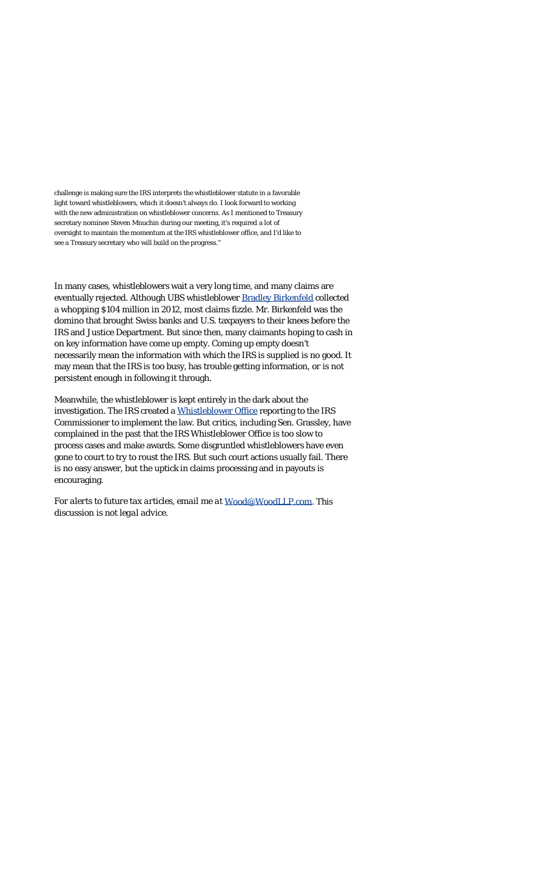challenge is making sure the IRS interprets the whistleblower statute in a favorable light toward whistleblowers, which it doesn't always do. I look forward to working with the new administration on whistleblower concerns. As I mentioned to Treasury secretary nominee Steven Mnuchin during our meeting, it's required a lot of oversight to maintain the momentum at the IRS whistleblower office, and I'd like to see a Treasury secretary who will build on the progress."

In many cases, whistleblowers wait a very long time, and many claims are eventually rejected. Although UBS whistleblower [Bradley Birkenfeld](Bradley Birkenfeld) collected a whopping $104 million in 2012, most claims fizzle. Mr. Birkenfeld was the domino that brought Swiss banks and U.S. taxpayers to their knees before the IRS and Justice Department. But since then, many claimants hoping to cash in on key information have come up empty. Coming up empty doesn't necessarily mean the information with which the IRS is supplied is no good. It may mean that the IRS is too busy, has trouble getting information, or is not persistent enough in following it through.

Meanwhile, the whistleblower is kept entirely in the dark about the investigation. The IRS created a Whistleblower Office reporting to the IRS Commissioner to implement the law. But critics, including Sen. Grassley, have complained in the past that the IRS Whistleblower Office is too slow to process cases and make awards. Some disgruntled whistleblowers have even gone to court to try to roust the IRS. But such court actions usually fail. There is no easy answer, but the uptick in claims processing and in payouts is encouraging.

*For alerts to future tax articles, email me at* Wood@WoodLLP.com. *This discussion is not legal advice.*